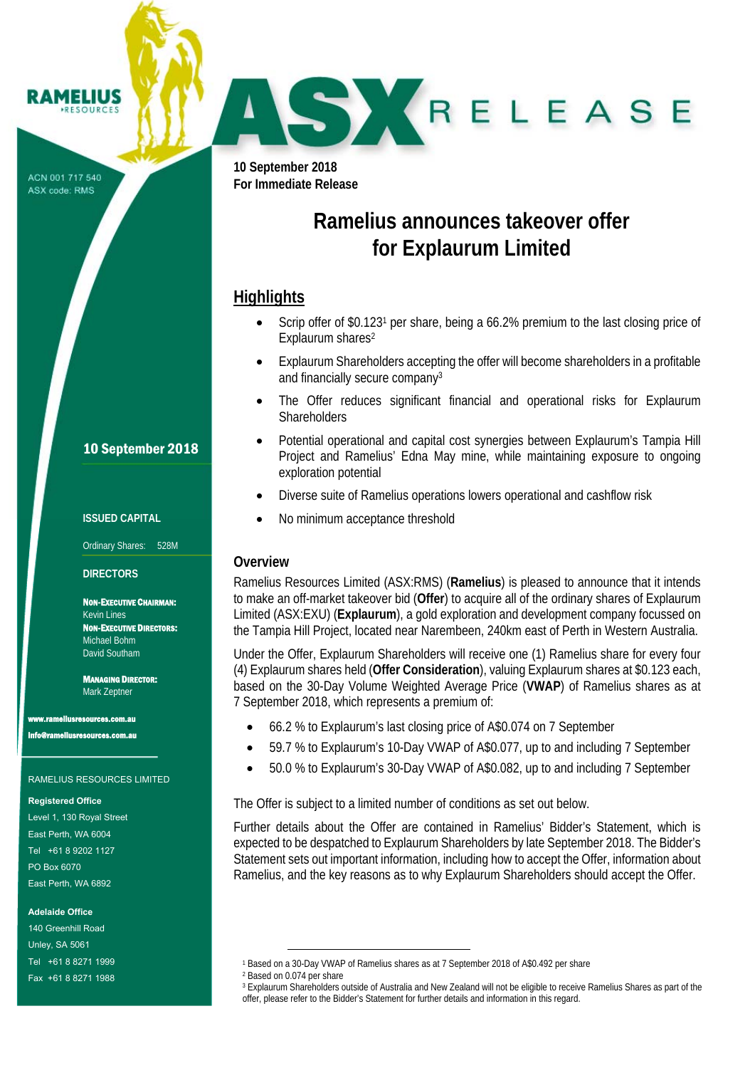RAMELIUS RESOURCES

ACN 001 717 540
ASX code: RMS

# ASX RELEASE

**10 September 2018**
**For Immediate Release**

# Ramelius announces takeover offer for Explaurum Limited

## Highlights

- Scrip offer of $0.123[1] per share, being a 66.2% premium to the last closing price of Explaurum shares[2]
- Explaurum Shareholders accepting the offer will become shareholders in a profitable and financially secure company[3]
- The Offer reduces significant financial and operational risks for Explaurum Shareholders
- Potential operational and capital cost synergies between Explaurum's Tampia Hill Project and Ramelius' Edna May mine, while maintaining exposure to ongoing exploration potential
- Diverse suite of Ramelius operations lowers operational and cashflow risk
- No minimum acceptance threshold

### Overview

Ramelius Resources Limited (ASX:RMS) (**Ramelius**) is pleased to announce that it intends to make an off-market takeover bid (**Offer**) to acquire all of the ordinary shares of Explaurum Limited (ASX:EXU) (**Explaurum**), a gold exploration and development company focussed on the Tampia Hill Project, located near Narembeen, 240km east of Perth in Western Australia.

Under the Offer, Explaurum Shareholders will receive one (1) Ramelius share for every four (4) Explaurum shares held (**Offer Consideration**), valuing Explaurum shares at $0.123 each, based on the 30-Day Volume Weighted Average Price (**VWAP**) of Ramelius shares as at 7 September 2018, which represents a premium of:

- 66.2 % to Explaurum's last closing price of A$0.074 on 7 September
- 59.7 % to Explaurum's 10-Day VWAP of A$0.077, up to and including 7 September
- 50.0 % to Explaurum's 30-Day VWAP of A$0.082, up to and including 7 September

The Offer is subject to a limited number of conditions as set out below.

Further details about the Offer are contained in Ramelius' Bidder's Statement, which is expected to be despatched to Explaurum Shareholders by late September 2018. The Bidder's Statement sets out important information, including how to accept the Offer, information about Ramelius, and the key reasons as to why Explaurum Shareholders should accept the Offer.

---

[1] Based on a 30-Day VWAP of Ramelius shares as at 7 September 2018 of A$0.492 per share
[2] Based on 0.074 per share
[3] Explaurum Shareholders outside of Australia and New Zealand will not be eligible to receive Ramelius Shares as part of the offer, please refer to the Bidder's Statement for further details and information in this regard.

**10 September 2018**

**ISSUED CAPITAL**

Ordinary Shares: 528M

**DIRECTORS**

**NON-EXECUTIVE CHAIRMAN:**
Kevin Lines
**NON-EXECUTIVE DIRECTORS:**
Michael Bohm
David Southam

**MANAGING DIRECTOR:**
Mark Zeptner

**www.rameliusresources.com.au**
**info@rameliusresources.com.au**

RAMELIUS RESOURCES LIMITED

**Registered Office**
Level 1, 130 Royal Street
East Perth, WA 6004
Tel +61 8 9202 1127
PO Box 6070
East Perth, WA 6892

**Adelaide Office**
140 Greenhill Road
Unley, SA 5061
Tel +61 8 8271 1999
Fax +61 8 8271 1988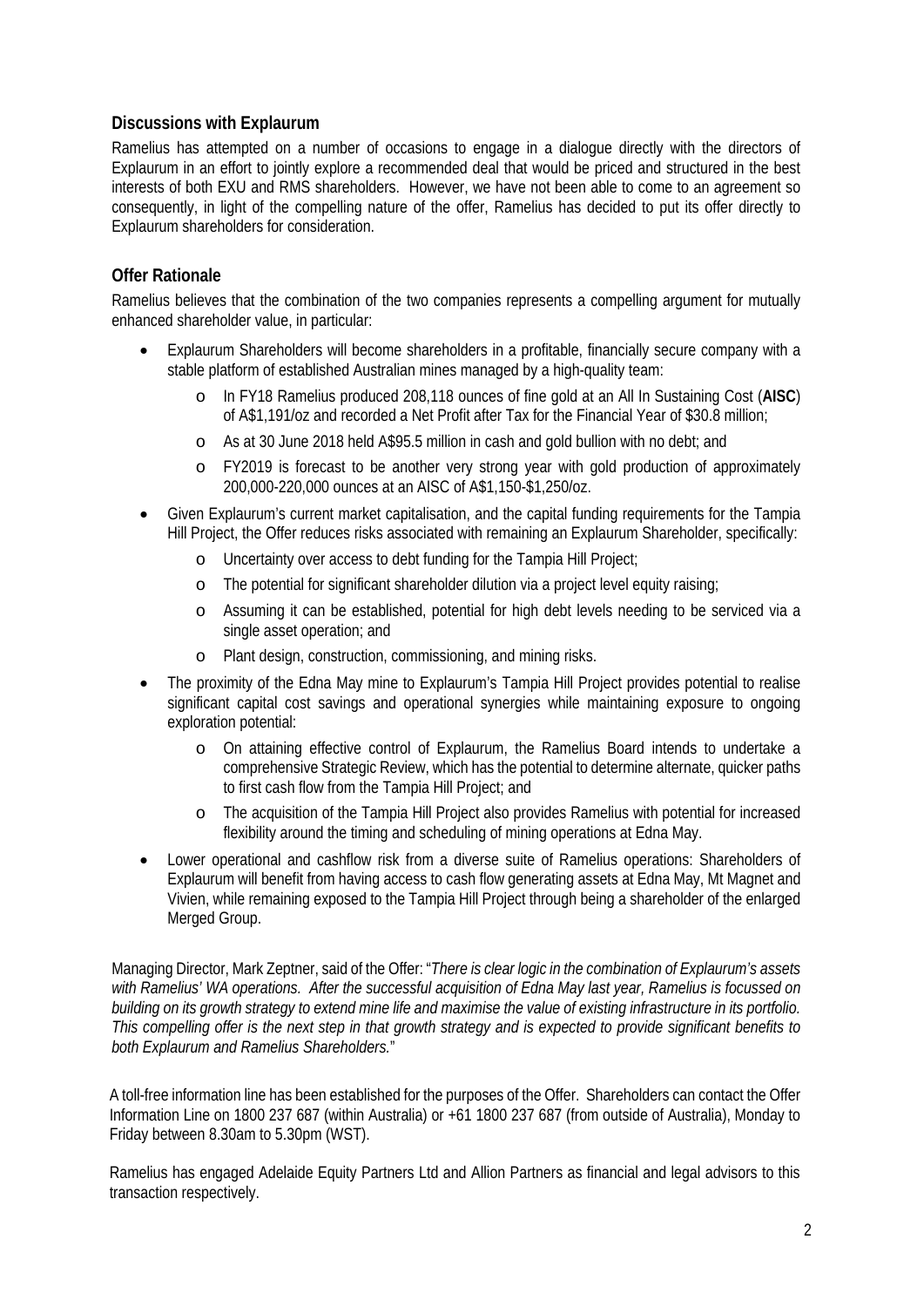## Discussions with Explaurum

Ramelius has attempted on a number of occasions to engage in a dialogue directly with the directors of Explaurum in an effort to jointly explore a recommended deal that would be priced and structured in the best interests of both EXU and RMS shareholders. However, we have not been able to come to an agreement so consequently, in light of the compelling nature of the offer, Ramelius has decided to put its offer directly to Explaurum shareholders for consideration.

## Offer Rationale

Ramelius believes that the combination of the two companies represents a compelling argument for mutually enhanced shareholder value, in particular:

- Explaurum Shareholders will become shareholders in a profitable, financially secure company with a stable platform of established Australian mines managed by a high-quality team:
  - In FY18 Ramelius produced 208,118 ounces of fine gold at an All In Sustaining Cost (**AISC**) of A$1,191/oz and recorded a Net Profit after Tax for the Financial Year of $30.8 million;
  - As at 30 June 2018 held A$95.5 million in cash and gold bullion with no debt; and
  - FY2019 is forecast to be another very strong year with gold production of approximately 200,000-220,000 ounces at an AISC of A$1,150-$1,250/oz.
- Given Explaurum's current market capitalisation, and the capital funding requirements for the Tampia Hill Project, the Offer reduces risks associated with remaining an Explaurum Shareholder, specifically:
  - Uncertainty over access to debt funding for the Tampia Hill Project;
  - The potential for significant shareholder dilution via a project level equity raising;
  - Assuming it can be established, potential for high debt levels needing to be serviced via a single asset operation; and
  - Plant design, construction, commissioning, and mining risks.
- The proximity of the Edna May mine to Explaurum's Tampia Hill Project provides potential to realise significant capital cost savings and operational synergies while maintaining exposure to ongoing exploration potential:
  - On attaining effective control of Explaurum, the Ramelius Board intends to undertake a comprehensive Strategic Review, which has the potential to determine alternate, quicker paths to first cash flow from the Tampia Hill Project; and
  - The acquisition of the Tampia Hill Project also provides Ramelius with potential for increased flexibility around the timing and scheduling of mining operations at Edna May.
- Lower operational and cashflow risk from a diverse suite of Ramelius operations: Shareholders of Explaurum will benefit from having access to cash flow generating assets at Edna May, Mt Magnet and Vivien, while remaining exposed to the Tampia Hill Project through being a shareholder of the enlarged Merged Group.

Managing Director, Mark Zeptner, said of the Offer: "*There is clear logic in the combination of Explaurum's assets with Ramelius' WA operations. After the successful acquisition of Edna May last year, Ramelius is focussed on building on its growth strategy to extend mine life and maximise the value of existing infrastructure in its portfolio. This compelling offer is the next step in that growth strategy and is expected to provide significant benefits to both Explaurum and Ramelius Shareholders.*"

A toll-free information line has been established for the purposes of the Offer. Shareholders can contact the Offer Information Line on 1800 237 687 (within Australia) or +61 1800 237 687 (from outside of Australia), Monday to Friday between 8.30am to 5.30pm (WST).

Ramelius has engaged Adelaide Equity Partners Ltd and Allion Partners as financial and legal advisors to this transaction respectively.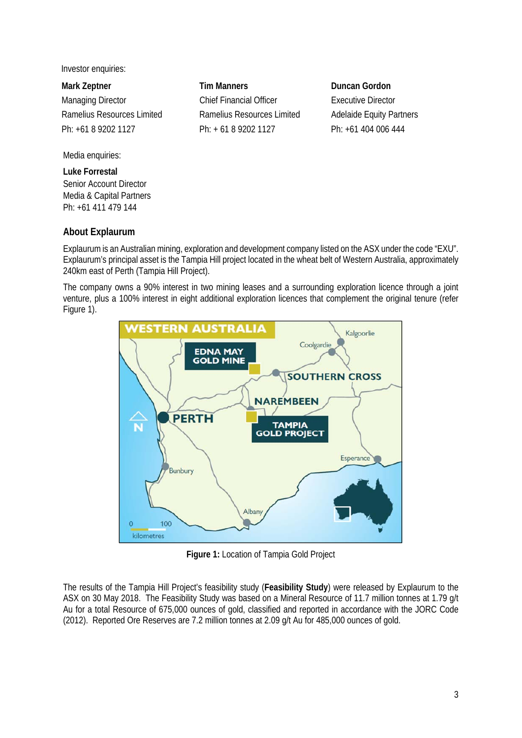Investor enquiries:

**Mark Zeptner**
Managing Director
Ramelius Resources Limited
Ph: +61 8 9202 1127

**Tim Manners**
Chief Financial Officer
Ramelius Resources Limited
Ph: + 61 8 9202 1127

**Duncan Gordon**
Executive Director
Adelaide Equity Partners
Ph: +61 404 006 444

Media enquiries:

**Luke Forrestal**
Senior Account Director
Media & Capital Partners
Ph: +61 411 479 144

## About Explaurum

Explaurum is an Australian mining, exploration and development company listed on the ASX under the code "EXU". Explaurum's principal asset is the Tampia Hill project located in the wheat belt of Western Australia, approximately 240km east of Perth (Tampia Hill Project).

The company owns a 90% interest in two mining leases and a surrounding exploration licence through a joint venture, plus a 100% interest in eight additional exploration licences that complement the original tenure (refer Figure 1).

**Figure 1:** Location of Tampia Gold Project

The results of the Tampia Hill Project's feasibility study (**Feasibility Study**) were released by Explaurum to the ASX on 30 May 2018. The Feasibility Study was based on a Mineral Resource of 11.7 million tonnes at 1.79 g/t Au for a total Resource of 675,000 ounces of gold, classified and reported in accordance with the JORC Code (2012). Reported Ore Reserves are 7.2 million tonnes at 2.09 g/t Au for 485,000 ounces of gold.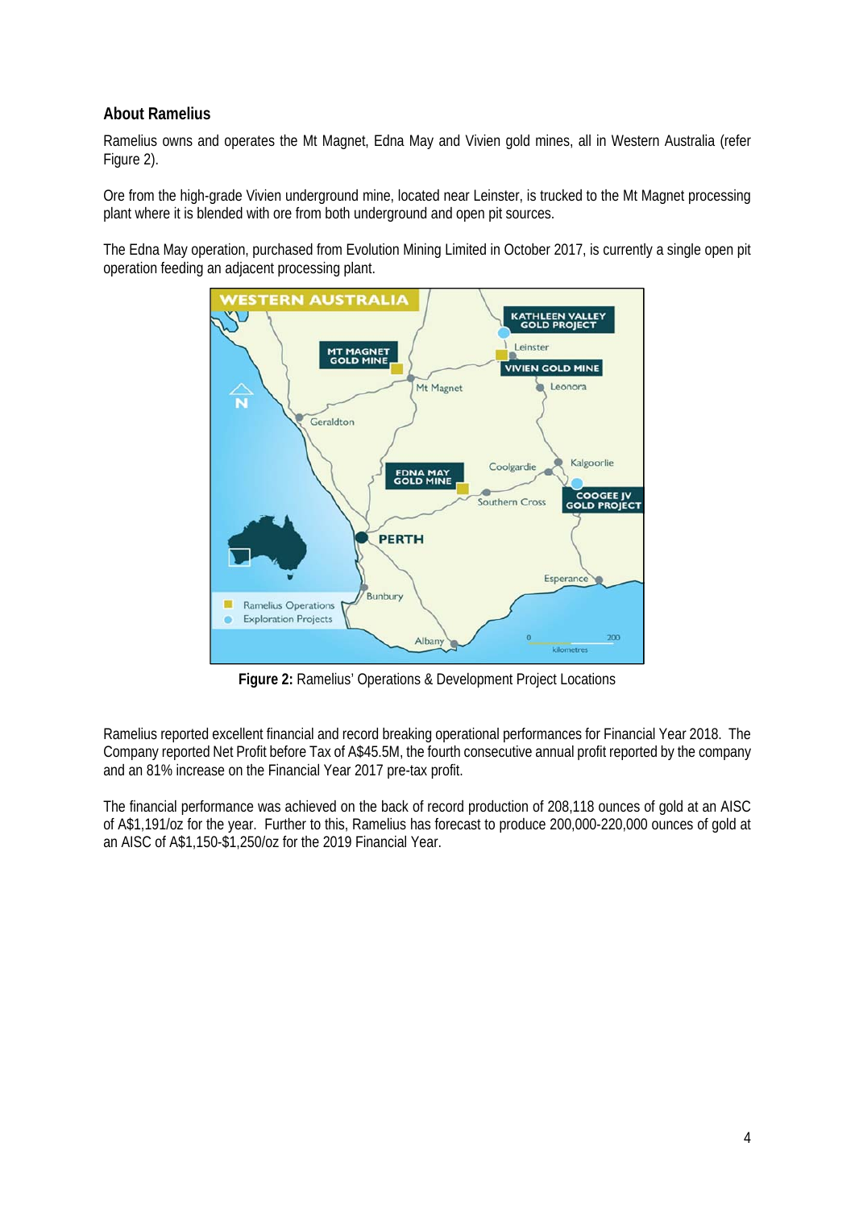## About Ramelius

Ramelius owns and operates the Mt Magnet, Edna May and Vivien gold mines, all in Western Australia (refer Figure 2).

Ore from the high-grade Vivien underground mine, located near Leinster, is trucked to the Mt Magnet processing plant where it is blended with ore from both underground and open pit sources.

The Edna May operation, purchased from Evolution Mining Limited in October 2017, is currently a single open pit operation feeding an adjacent processing plant.

**Figure 2:** Ramelius' Operations & Development Project Locations

Ramelius reported excellent financial and record breaking operational performances for Financial Year 2018. The Company reported Net Profit before Tax of A$45.5M, the fourth consecutive annual profit reported by the company and an 81% increase on the Financial Year 2017 pre-tax profit.

The financial performance was achieved on the back of record production of 208,118 ounces of gold at an AISC of A$1,191/oz for the year. Further to this, Ramelius has forecast to produce 200,000-220,000 ounces of gold at an AISC of A$1,150-$1,250/oz for the 2019 Financial Year.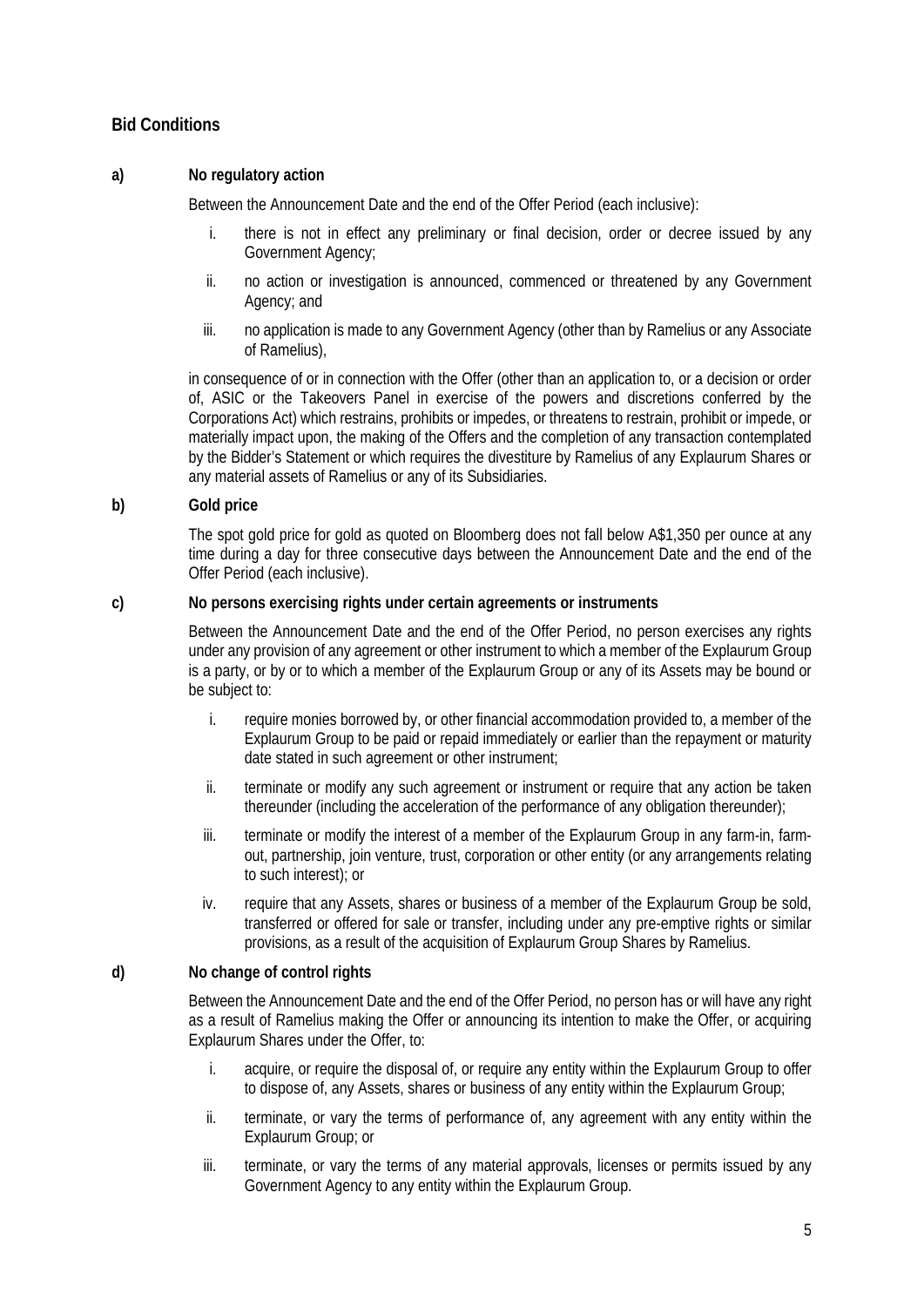## Bid Conditions

**a) No regulatory action**

Between the Announcement Date and the end of the Offer Period (each inclusive):

i. there is not in effect any preliminary or final decision, order or decree issued by any Government Agency;

ii. no action or investigation is announced, commenced or threatened by any Government Agency; and

iii. no application is made to any Government Agency (other than by Ramelius or any Associate of Ramelius),

in consequence of or in connection with the Offer (other than an application to, or a decision or order of, ASIC or the Takeovers Panel in exercise of the powers and discretions conferred by the Corporations Act) which restrains, prohibits or impedes, or threatens to restrain, prohibit or impede, or materially impact upon, the making of the Offers and the completion of any transaction contemplated by the Bidder's Statement or which requires the divestiture by Ramelius of any Explaurum Shares or any material assets of Ramelius or any of its Subsidiaries.

**b) Gold price**

The spot gold price for gold as quoted on Bloomberg does not fall below A$1,350 per ounce at any time during a day for three consecutive days between the Announcement Date and the end of the Offer Period (each inclusive).

**c) No persons exercising rights under certain agreements or instruments**

Between the Announcement Date and the end of the Offer Period, no person exercises any rights under any provision of any agreement or other instrument to which a member of the Explaurum Group is a party, or by or to which a member of the Explaurum Group or any of its Assets may be bound or be subject to:

i. require monies borrowed by, or other financial accommodation provided to, a member of the Explaurum Group to be paid or repaid immediately or earlier than the repayment or maturity date stated in such agreement or other instrument;

ii. terminate or modify any such agreement or instrument or require that any action be taken thereunder (including the acceleration of the performance of any obligation thereunder);

iii. terminate or modify the interest of a member of the Explaurum Group in any farm-in, farm-out, partnership, join venture, trust, corporation or other entity (or any arrangements relating to such interest); or

iv. require that any Assets, shares or business of a member of the Explaurum Group be sold, transferred or offered for sale or transfer, including under any pre-emptive rights or similar provisions, as a result of the acquisition of Explaurum Group Shares by Ramelius.

**d) No change of control rights**

Between the Announcement Date and the end of the Offer Period, no person has or will have any right as a result of Ramelius making the Offer or announcing its intention to make the Offer, or acquiring Explaurum Shares under the Offer, to:

i. acquire, or require the disposal of, or require any entity within the Explaurum Group to offer to dispose of, any Assets, shares or business of any entity within the Explaurum Group;

ii. terminate, or vary the terms of performance of, any agreement with any entity within the Explaurum Group; or

iii. terminate, or vary the terms of any material approvals, licenses or permits issued by any Government Agency to any entity within the Explaurum Group.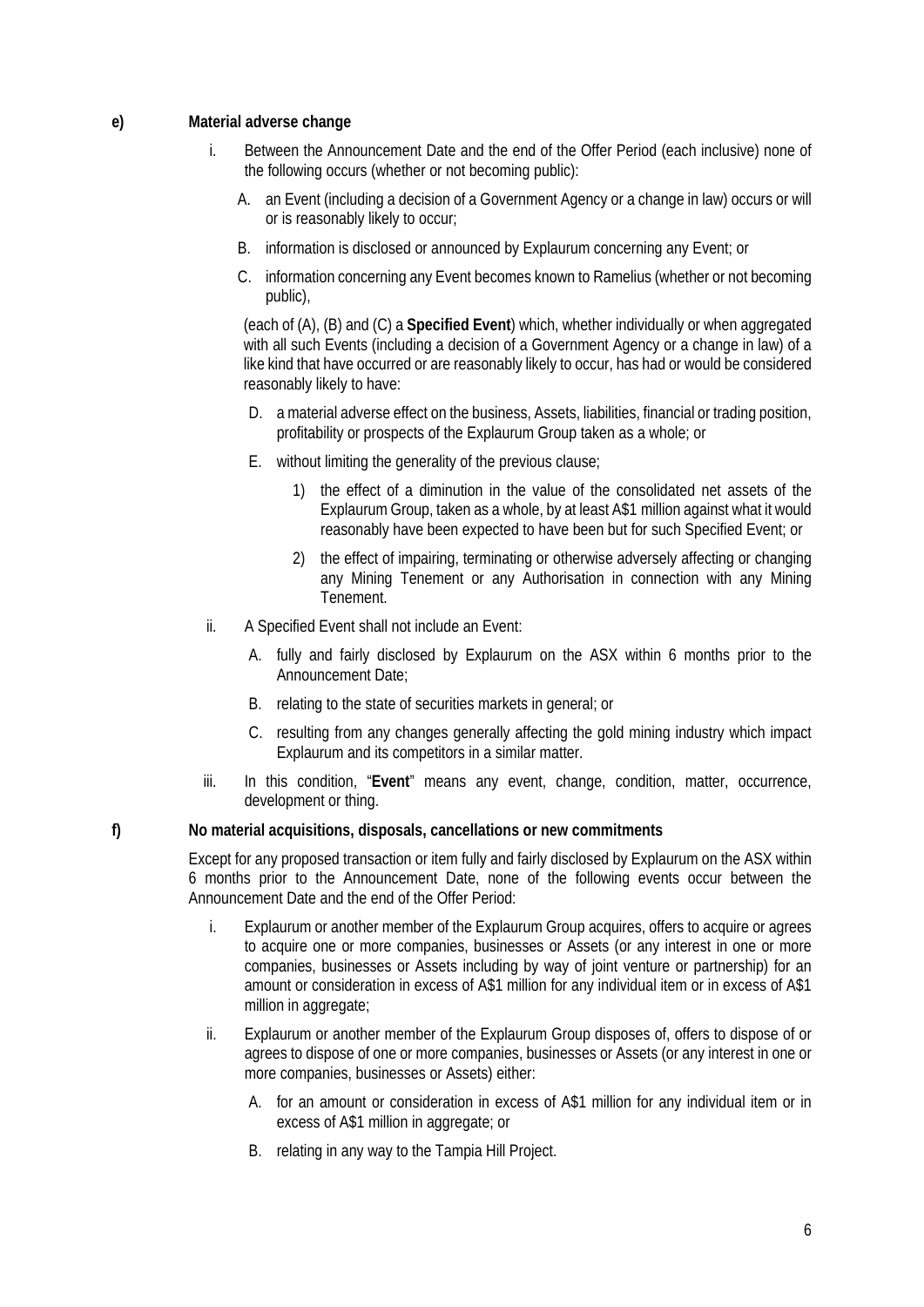**e) Material adverse change**

i. Between the Announcement Date and the end of the Offer Period (each inclusive) none of the following occurs (whether or not becoming public):

A. an Event (including a decision of a Government Agency or a change in law) occurs or will or is reasonably likely to occur;

B. information is disclosed or announced by Explaurum concerning any Event; or

C. information concerning any Event becomes known to Ramelius (whether or not becoming public),

(each of (A), (B) and (C) a **Specified Event**) which, whether individually or when aggregated with all such Events (including a decision of a Government Agency or a change in law) of a like kind that have occurred or are reasonably likely to occur, has had or would be considered reasonably likely to have:

D. a material adverse effect on the business, Assets, liabilities, financial or trading position, profitability or prospects of the Explaurum Group taken as a whole; or

E. without limiting the generality of the previous clause;

1) the effect of a diminution in the value of the consolidated net assets of the Explaurum Group, taken as a whole, by at least A$1 million against what it would reasonably have been expected to have been but for such Specified Event; or

2) the effect of impairing, terminating or otherwise adversely affecting or changing any Mining Tenement or any Authorisation in connection with any Mining Tenement.

ii. A Specified Event shall not include an Event:

A. fully and fairly disclosed by Explaurum on the ASX within 6 months prior to the Announcement Date;

B. relating to the state of securities markets in general; or

C. resulting from any changes generally affecting the gold mining industry which impact Explaurum and its competitors in a similar matter.

iii. In this condition, "**Event**" means any event, change, condition, matter, occurrence, development or thing.

**f) No material acquisitions, disposals, cancellations or new commitments**

Except for any proposed transaction or item fully and fairly disclosed by Explaurum on the ASX within 6 months prior to the Announcement Date, none of the following events occur between the Announcement Date and the end of the Offer Period:

i. Explaurum or another member of the Explaurum Group acquires, offers to acquire or agrees to acquire one or more companies, businesses or Assets (or any interest in one or more companies, businesses or Assets including by way of joint venture or partnership) for an amount or consideration in excess of A$1 million for any individual item or in excess of A$1 million in aggregate;

ii. Explaurum or another member of the Explaurum Group disposes of, offers to dispose of or agrees to dispose of one or more companies, businesses or Assets (or any interest in one or more companies, businesses or Assets) either:

A. for an amount or consideration in excess of A$1 million for any individual item or in excess of A$1 million in aggregate; or

B. relating in any way to the Tampia Hill Project.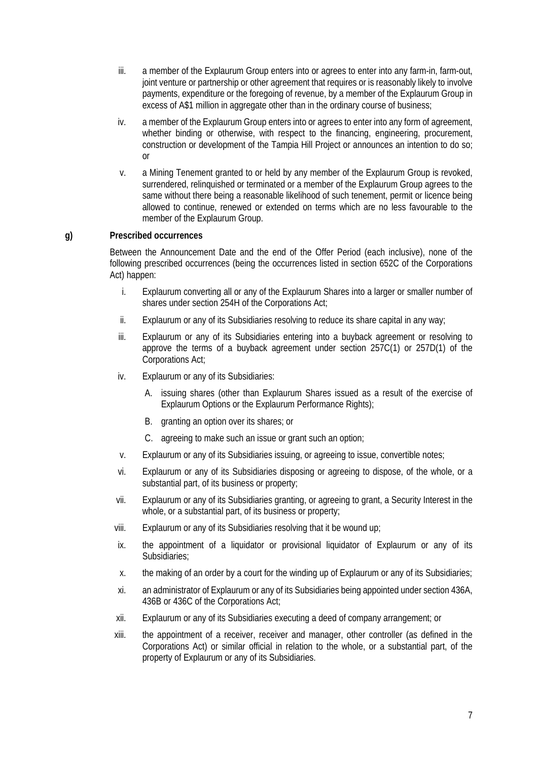iii. a member of the Explaurum Group enters into or agrees to enter into any farm-in, farm-out, joint venture or partnership or other agreement that requires or is reasonably likely to involve payments, expenditure or the foregoing of revenue, by a member of the Explaurum Group in excess of A$1 million in aggregate other than in the ordinary course of business;

iv. a member of the Explaurum Group enters into or agrees to enter into any form of agreement, whether binding or otherwise, with respect to the financing, engineering, procurement, construction or development of the Tampia Hill Project or announces an intention to do so; or

v. a Mining Tenement granted to or held by any member of the Explaurum Group is revoked, surrendered, relinquished or terminated or a member of the Explaurum Group agrees to the same without there being a reasonable likelihood of such tenement, permit or licence being allowed to continue, renewed or extended on terms which are no less favourable to the member of the Explaurum Group.

**g) Prescribed occurrences**

Between the Announcement Date and the end of the Offer Period (each inclusive), none of the following prescribed occurrences (being the occurrences listed in section 652C of the Corporations Act) happen:

i. Explaurum converting all or any of the Explaurum Shares into a larger or smaller number of shares under section 254H of the Corporations Act;

ii. Explaurum or any of its Subsidiaries resolving to reduce its share capital in any way;

iii. Explaurum or any of its Subsidiaries entering into a buyback agreement or resolving to approve the terms of a buyback agreement under section 257C(1) or 257D(1) of the Corporations Act;

iv. Explaurum or any of its Subsidiaries:

   A. issuing shares (other than Explaurum Shares issued as a result of the exercise of Explaurum Options or the Explaurum Performance Rights);

   B. granting an option over its shares; or

   C. agreeing to make such an issue or grant such an option;

v. Explaurum or any of its Subsidiaries issuing, or agreeing to issue, convertible notes;

vi. Explaurum or any of its Subsidiaries disposing or agreeing to dispose, of the whole, or a substantial part, of its business or property;

vii. Explaurum or any of its Subsidiaries granting, or agreeing to grant, a Security Interest in the whole, or a substantial part, of its business or property;

viii. Explaurum or any of its Subsidiaries resolving that it be wound up;

ix. the appointment of a liquidator or provisional liquidator of Explaurum or any of its Subsidiaries;

x. the making of an order by a court for the winding up of Explaurum or any of its Subsidiaries;

xi. an administrator of Explaurum or any of its Subsidiaries being appointed under section 436A, 436B or 436C of the Corporations Act;

xii. Explaurum or any of its Subsidiaries executing a deed of company arrangement; or

xiii. the appointment of a receiver, receiver and manager, other controller (as defined in the Corporations Act) or similar official in relation to the whole, or a substantial part, of the property of Explaurum or any of its Subsidiaries.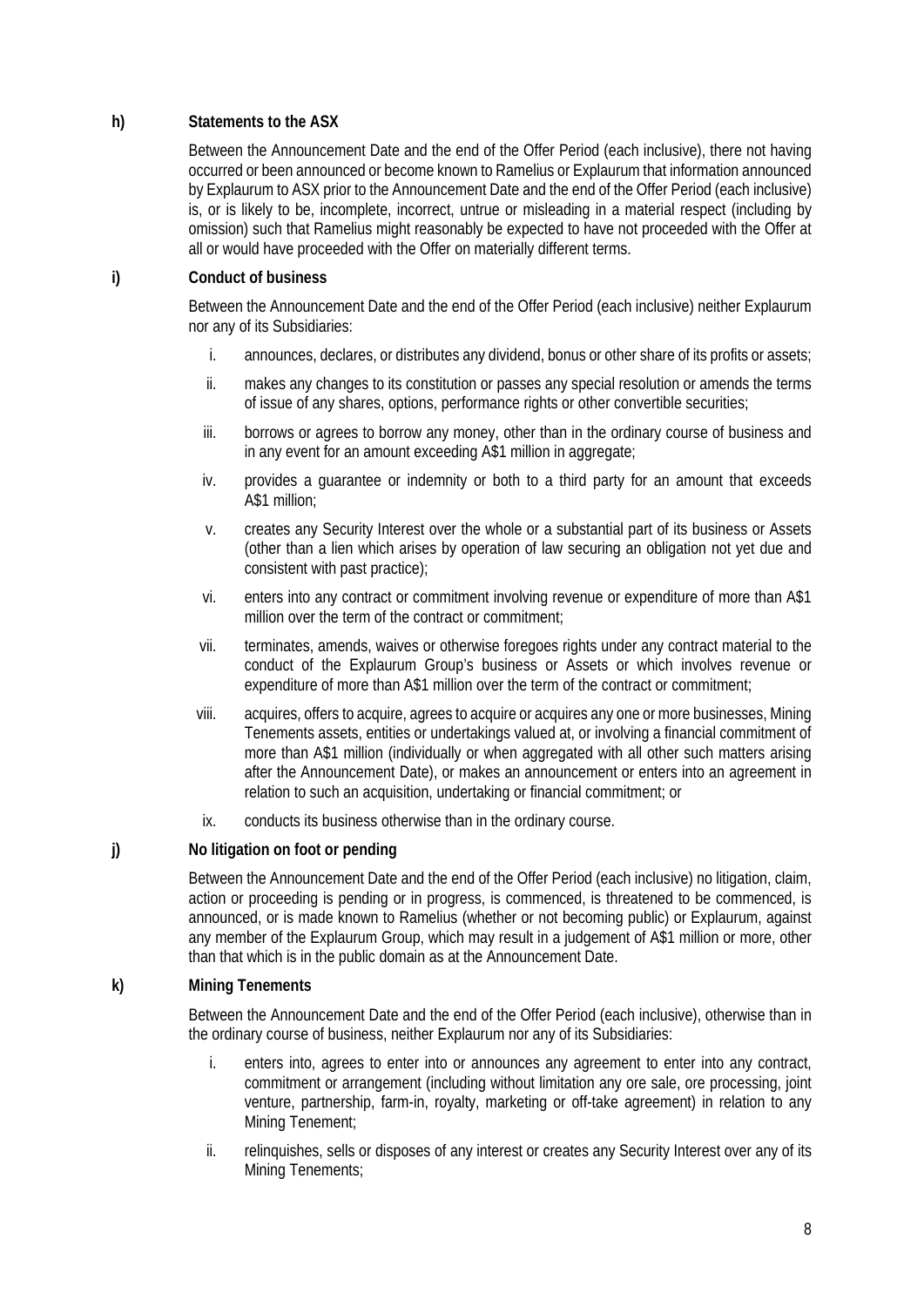**h) Statements to the ASX**

Between the Announcement Date and the end of the Offer Period (each inclusive), there not having occurred or been announced or become known to Ramelius or Explaurum that information announced by Explaurum to ASX prior to the Announcement Date and the end of the Offer Period (each inclusive) is, or is likely to be, incomplete, incorrect, untrue or misleading in a material respect (including by omission) such that Ramelius might reasonably be expected to have not proceeded with the Offer at all or would have proceeded with the Offer on materially different terms.

**i) Conduct of business**

Between the Announcement Date and the end of the Offer Period (each inclusive) neither Explaurum nor any of its Subsidiaries:

i. announces, declares, or distributes any dividend, bonus or other share of its profits or assets;

ii. makes any changes to its constitution or passes any special resolution or amends the terms of issue of any shares, options, performance rights or other convertible securities;

iii. borrows or agrees to borrow any money, other than in the ordinary course of business and in any event for an amount exceeding A$1 million in aggregate;

iv. provides a guarantee or indemnity or both to a third party for an amount that exceeds A$1 million;

v. creates any Security Interest over the whole or a substantial part of its business or Assets (other than a lien which arises by operation of law securing an obligation not yet due and consistent with past practice);

vi. enters into any contract or commitment involving revenue or expenditure of more than A$1 million over the term of the contract or commitment;

vii. terminates, amends, waives or otherwise foregoes rights under any contract material to the conduct of the Explaurum Group's business or Assets or which involves revenue or expenditure of more than A$1 million over the term of the contract or commitment;

viii. acquires, offers to acquire, agrees to acquire or acquires any one or more businesses, Mining Tenements assets, entities or undertakings valued at, or involving a financial commitment of more than A$1 million (individually or when aggregated with all other such matters arising after the Announcement Date), or makes an announcement or enters into an agreement in relation to such an acquisition, undertaking or financial commitment; or

ix. conducts its business otherwise than in the ordinary course.

**j) No litigation on foot or pending**

Between the Announcement Date and the end of the Offer Period (each inclusive) no litigation, claim, action or proceeding is pending or in progress, is commenced, is threatened to be commenced, is announced, or is made known to Ramelius (whether or not becoming public) or Explaurum, against any member of the Explaurum Group, which may result in a judgement of A$1 million or more, other than that which is in the public domain as at the Announcement Date.

**k) Mining Tenements**

Between the Announcement Date and the end of the Offer Period (each inclusive), otherwise than in the ordinary course of business, neither Explaurum nor any of its Subsidiaries:

i. enters into, agrees to enter into or announces any agreement to enter into any contract, commitment or arrangement (including without limitation any ore sale, ore processing, joint venture, partnership, farm-in, royalty, marketing or off-take agreement) in relation to any Mining Tenement;

ii. relinquishes, sells or disposes of any interest or creates any Security Interest over any of its Mining Tenements;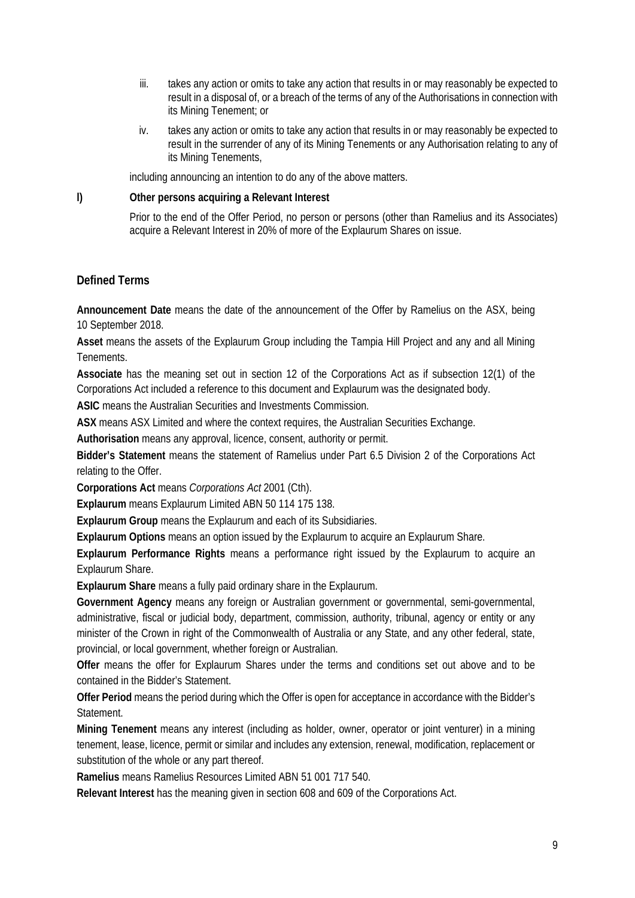iii. takes any action or omits to take any action that results in or may reasonably be expected to result in a disposal of, or a breach of the terms of any of the Authorisations in connection with its Mining Tenement; or

iv. takes any action or omits to take any action that results in or may reasonably be expected to result in the surrender of any of its Mining Tenements or any Authorisation relating to any of its Mining Tenements,

including announcing an intention to do any of the above matters.

**l) Other persons acquiring a Relevant Interest**

Prior to the end of the Offer Period, no person or persons (other than Ramelius and its Associates) acquire a Relevant Interest in 20% of more of the Explaurum Shares on issue.

## Defined Terms

**Announcement Date** means the date of the announcement of the Offer by Ramelius on the ASX, being 10 September 2018.

**Asset** means the assets of the Explaurum Group including the Tampia Hill Project and any and all Mining Tenements.

**Associate** has the meaning set out in section 12 of the Corporations Act as if subsection 12(1) of the Corporations Act included a reference to this document and Explaurum was the designated body.

**ASIC** means the Australian Securities and Investments Commission.

**ASX** means ASX Limited and where the context requires, the Australian Securities Exchange.

**Authorisation** means any approval, licence, consent, authority or permit.

**Bidder's Statement** means the statement of Ramelius under Part 6.5 Division 2 of the Corporations Act relating to the Offer.

**Corporations Act** means *Corporations Act* 2001 (Cth).

**Explaurum** means Explaurum Limited ABN 50 114 175 138.

**Explaurum Group** means the Explaurum and each of its Subsidiaries.

**Explaurum Options** means an option issued by the Explaurum to acquire an Explaurum Share.

**Explaurum Performance Rights** means a performance right issued by the Explaurum to acquire an Explaurum Share.

**Explaurum Share** means a fully paid ordinary share in the Explaurum.

**Government Agency** means any foreign or Australian government or governmental, semi-governmental, administrative, fiscal or judicial body, department, commission, authority, tribunal, agency or entity or any minister of the Crown in right of the Commonwealth of Australia or any State, and any other federal, state, provincial, or local government, whether foreign or Australian.

**Offer** means the offer for Explaurum Shares under the terms and conditions set out above and to be contained in the Bidder's Statement.

**Offer Period** means the period during which the Offer is open for acceptance in accordance with the Bidder's Statement.

**Mining Tenement** means any interest (including as holder, owner, operator or joint venturer) in a mining tenement, lease, licence, permit or similar and includes any extension, renewal, modification, replacement or substitution of the whole or any part thereof.

**Ramelius** means Ramelius Resources Limited ABN 51 001 717 540.

**Relevant Interest** has the meaning given in section 608 and 609 of the Corporations Act.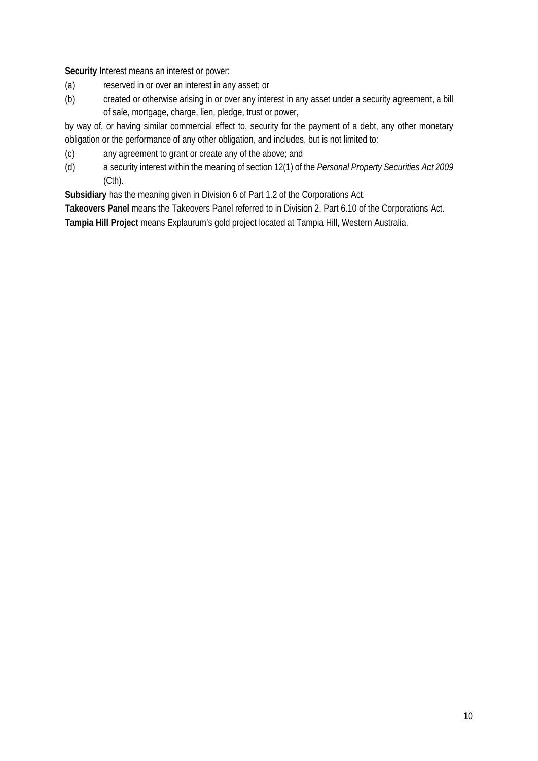**Security** Interest means an interest or power:

(a) reserved in or over an interest in any asset; or

(b) created or otherwise arising in or over any interest in any asset under a security agreement, a bill of sale, mortgage, charge, lien, pledge, trust or power,

by way of, or having similar commercial effect to, security for the payment of a debt, any other monetary obligation or the performance of any other obligation, and includes, but is not limited to:

(c) any agreement to grant or create any of the above; and

(d) a security interest within the meaning of section 12(1) of the *Personal Property Securities Act 2009* (Cth).

**Subsidiary** has the meaning given in Division 6 of Part 1.2 of the Corporations Act.

**Takeovers Panel** means the Takeovers Panel referred to in Division 2, Part 6.10 of the Corporations Act.

**Tampia Hill Project** means Explaurum's gold project located at Tampia Hill, Western Australia.